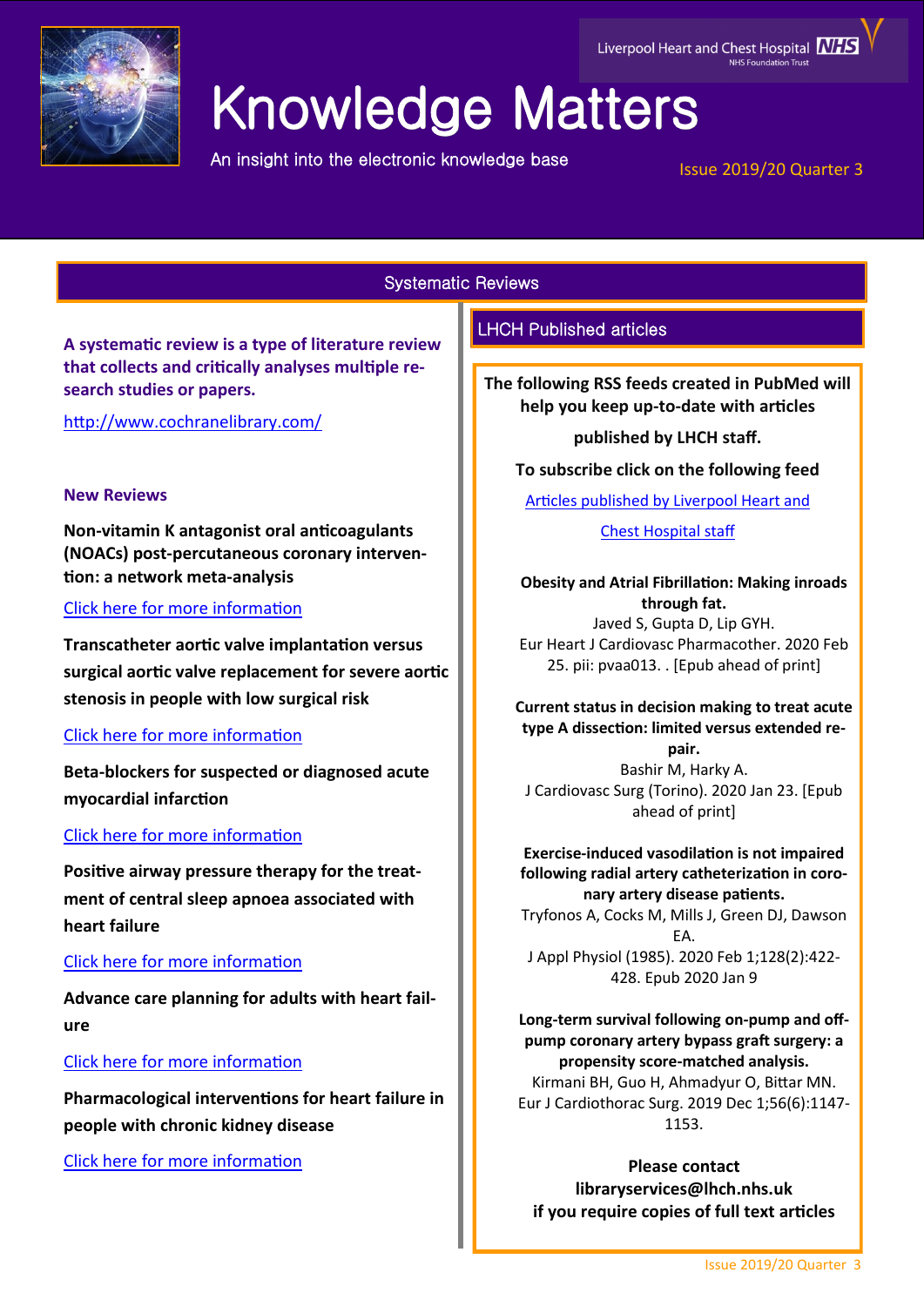Liverpool Heart and Chest Hospital NHS Foundation Trust

# Knowledge Matters

An insight into the electronic knowledge base

Issue 2019/20 Quarter 3

## Systematic Reviews

**A systematic review is a type of literature review that collects and critically analyses multiple research studies or papers.**

http://www.cochranelibrary.com/

### New Reviews

**Non-vitamin K antagonist oral anticoagulants (NOACs) post-percutaneous coronary intervention: a network meta-analysis**

Click here for more information

**Transcatheter aortic valve implantation versus surgical aortic valve replacement for severe aortic stenosis in people with low surgical risk**

Click here for more information

**Beta-blockers for suspected or diagnosed acute myocardial infarction**

Click here for more information

**Positive airway pressure therapy for the treatment of central sleep apnoea associated with heart failure**

Click here for more information

**Advance care planning for adults with heart failure**

Click here for more information

**Pharmacological interventions for heart failure in people with chronic kidney disease**

Click here for more information

## LHCH Published articles

**The following RSS feeds created in PubMed will help you keep up-to-date with articles published by LHCH staff.**

**To subscribe click on the following feed**

Articles published by Liverpool Heart and Chest Hospital staff

**Obesity and Atrial Fibrillation: Making inroads through fat.**
Javed S, Gupta D, Lip GYH.
Eur Heart J Cardiovasc Pharmacother. 2020 Feb 25. pii: pvaa013. . [Epub ahead of print]

**Current status in decision making to treat acute type A dissection: limited versus extended repair.**
Bashir M, Harky A.
J Cardiovasc Surg (Torino). 2020 Jan 23. [Epub ahead of print]

**Exercise-induced vasodilation is not impaired following radial artery catheterization in coronary artery disease patients.**
Tryfonos A, Cocks M, Mills J, Green DJ, Dawson EA.
J Appl Physiol (1985). 2020 Feb 1;128(2):422-428. Epub 2020 Jan 9

**Long-term survival following on-pump and off-pump coronary artery bypass graft surgery: a propensity score-matched analysis.**
Kirmani BH, Guo H, Ahmadyur O, Bittar MN.
Eur J Cardiothorac Surg. 2019 Dec 1;56(6):1147-1153.

**Please contact**
**libraryservices@lhch.nhs.uk**
**if you require copies of full text articles**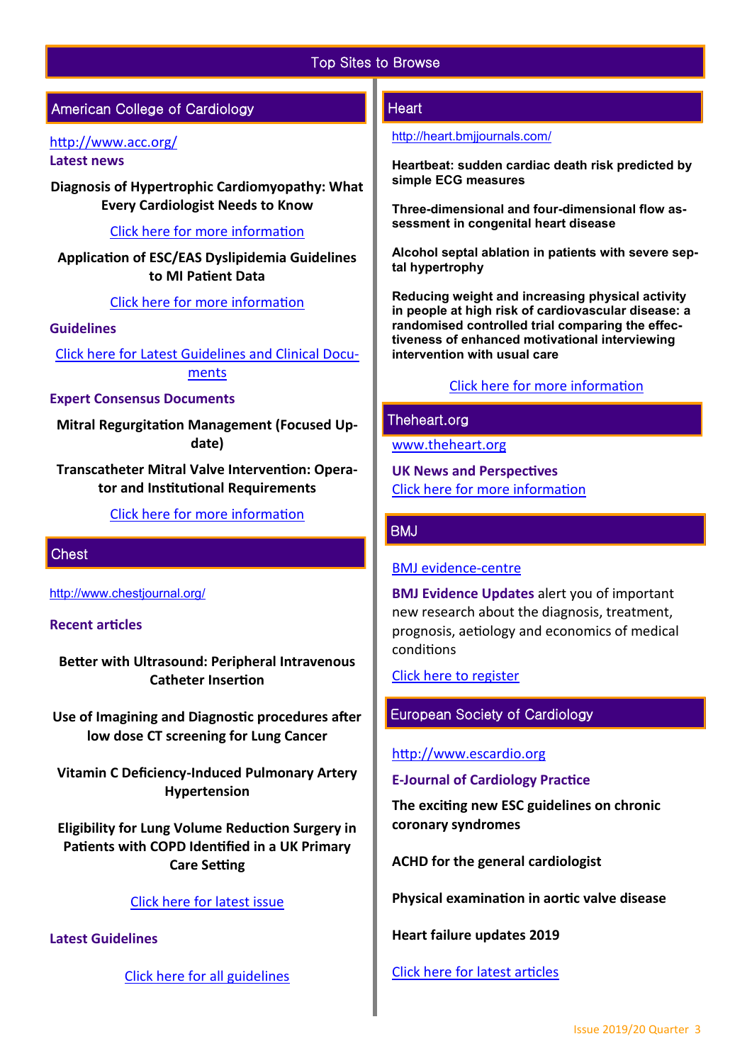# Top Sites to Browse

## American College of Cardiology

http://www.acc.org/

**Latest news**

**Diagnosis of Hypertrophic Cardiomyopathy: What Every Cardiologist Needs to Know**

Click here for more information

**Application of ESC/EAS Dyslipidemia Guidelines to MI Patient Data**

Click here for more information

**Guidelines**

Click here for Latest Guidelines and Clinical Documents

**Expert Consensus Documents**

**Mitral Regurgitation Management (Focused Update)**

**Transcatheter Mitral Valve Intervention: Operator and Institutional Requirements**

Click here for more information

## Chest

http://www.chestjournal.org/

**Recent articles**

**Better with Ultrasound: Peripheral Intravenous Catheter Insertion**

**Use of Imagining and Diagnostic procedures after low dose CT screening for Lung Cancer**

**Vitamin C Deficiency-Induced Pulmonary Artery Hypertension**

**Eligibility for Lung Volume Reduction Surgery in Patients with COPD Identified in a UK Primary Care Setting**

Click here for latest issue

**Latest Guidelines**

Click here for all guidelines

## Heart

http://heart.bmjjournals.com/

**Heartbeat: sudden cardiac death risk predicted by simple ECG measures**

**Three-dimensional and four-dimensional flow assessment in congenital heart disease**

**Alcohol septal ablation in patients with severe septal hypertrophy**

**Reducing weight and increasing physical activity in people at high risk of cardiovascular disease: a randomised controlled trial comparing the effectiveness of enhanced motivational interviewing intervention with usual care**

Click here for more information

## Theheart.org

www.theheart.org

**UK News and Perspectives**

Click here for more information

## BMJ

BMJ evidence-centre

**BMJ Evidence Updates** alert you of important new research about the diagnosis, treatment, prognosis, aetiology and economics of medical conditions

Click here to register

## European Society of Cardiology

http://www.escardio.org

**E-Journal of Cardiology Practice**

**The exciting new ESC guidelines on chronic coronary syndromes**

**ACHD for the general cardiologist**

**Physical examination in aortic valve disease**

**Heart failure updates 2019**

Click here for latest articles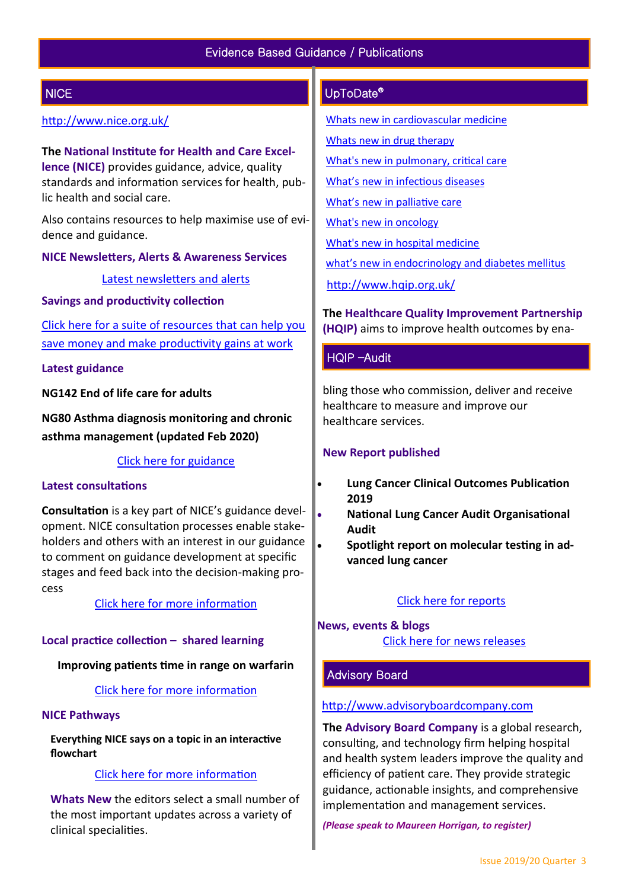# Evidence Based Guidance / Publications

## NICE

http://www.nice.org.uk/

**The National Institute for Health and Care Excellence (NICE)** provides guidance, advice, quality standards and information services for health, public health and social care.

Also contains resources to help maximise use of evidence and guidance.

**NICE Newsletters, Alerts & Awareness Services**

Latest newsletters and alerts

**Savings and productivity collection**

Click here for a suite of resources that can help you save money and make productivity gains at work

**Latest guidance**

**NG142 End of life care for adults**

**NG80 Asthma diagnosis monitoring and chronic asthma management (updated Feb 2020)**

Click here for guidance

**Latest consultations**

**Consultation** is a key part of NICE's guidance development. NICE consultation processes enable stakeholders and others with an interest in our guidance to comment on guidance development at specific stages and feed back into the decision-making process

Click here for more information

**Local practice collection – shared learning**

**Improving patients time in range on warfarin**

Click here for more information

**NICE Pathways**

**Everything NICE says on a topic in an interactive flowchart**

Click here for more information

**Whats New** the editors select a small number of the most important updates across a variety of clinical specialities.

## UpToDate®

Whats new in cardiovascular medicine

Whats new in drug therapy

What's new in pulmonary, critical care

What's new in infectious diseases

What's new in palliative care

What's new in oncology

What's new in hospital medicine

what's new in endocrinology and diabetes mellitus

## HQIP –Audit

http://www.hqip.org.uk/

**The Healthcare Quality Improvement Partnership (HQIP)** aims to improve health outcomes by enabling those who commission, deliver and receive healthcare to measure and improve our healthcare services.

**New Report published**

- **Lung Cancer Clinical Outcomes Publication 2019**
- **National Lung Cancer Audit Organisational Audit**
- **Spotlight report on molecular testing in advanced lung cancer**

Click here for reports

**News, events & blogs**

Click here for news releases

## Advisory Board

http://www.advisoryboardcompany.com

**The Advisory Board Company** is a global research, consulting, and technology firm helping hospital and health system leaders improve the quality and efficiency of patient care. They provide strategic guidance, actionable insights, and comprehensive implementation and management services.

***(Please speak to Maureen Horrigan, to register)***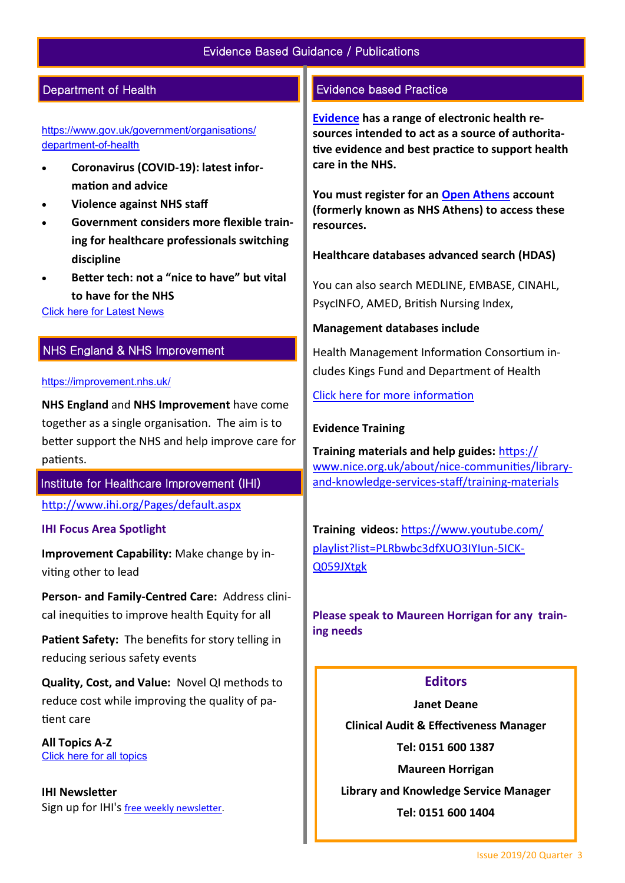# Evidence Based Guidance / Publications

## Department of Health

https://www.gov.uk/government/organisations/department-of-health

- **Coronavirus (COVID-19): latest information and advice**
- **Violence against NHS staff**
- **Government considers more flexible training for healthcare professionals switching discipline**
- **Better tech: not a “nice to have” but vital to have for the NHS**

Click here for Latest News

## NHS England & NHS Improvement

https://improvement.nhs.uk/

**NHS England** and **NHS Improvement** have come together as a single organisation. The aim is to better support the NHS and help improve care for patients.

## Institute for Healthcare Improvement (IHI)

http://www.ihi.org/Pages/default.aspx

**IHI Focus Area Spotlight**

**Improvement Capability:** Make change by inviting other to lead

**Person- and Family-Centred Care:** Address clinical inequities to improve health Equity for all

**Patient Safety:** The benefits for story telling in reducing serious safety events

**Quality, Cost, and Value:** Novel QI methods to reduce cost while improving the quality of patient care

**All Topics A-Z**
Click here for all topics

**IHI Newsletter**
Sign up for IHI's free weekly newsletter.

## Evidence based Practice

**Evidence has a range of electronic health resources intended to act as a source of authoritative evidence and best practice to support health care in the NHS.**

**You must register for an Open Athens account (formerly known as NHS Athens) to access these resources.**

**Healthcare databases advanced search (HDAS)**

You can also search MEDLINE, EMBASE, CINAHL, PsycINFO, AMED, British Nursing Index,

**Management databases include**

Health Management Information Consortium includes Kings Fund and Department of Health

Click here for more information

**Evidence Training**

**Training materials and help guides:** https://www.nice.org.uk/about/nice-communities/library-and-knowledge-services-staff/training-materials

**Training videos:** https://www.youtube.com/playlist?list=PLRbwbc3dfXUO3IYIun-5ICK-Q059JXtgk

**Please speak to Maureen Horrigan for any training needs**

### Editors

**Janet Deane**

**Clinical Audit & Effectiveness Manager**

**Tel: 0151 600 1387**

**Maureen Horrigan**

**Library and Knowledge Service Manager**

**Tel: 0151 600 1404**